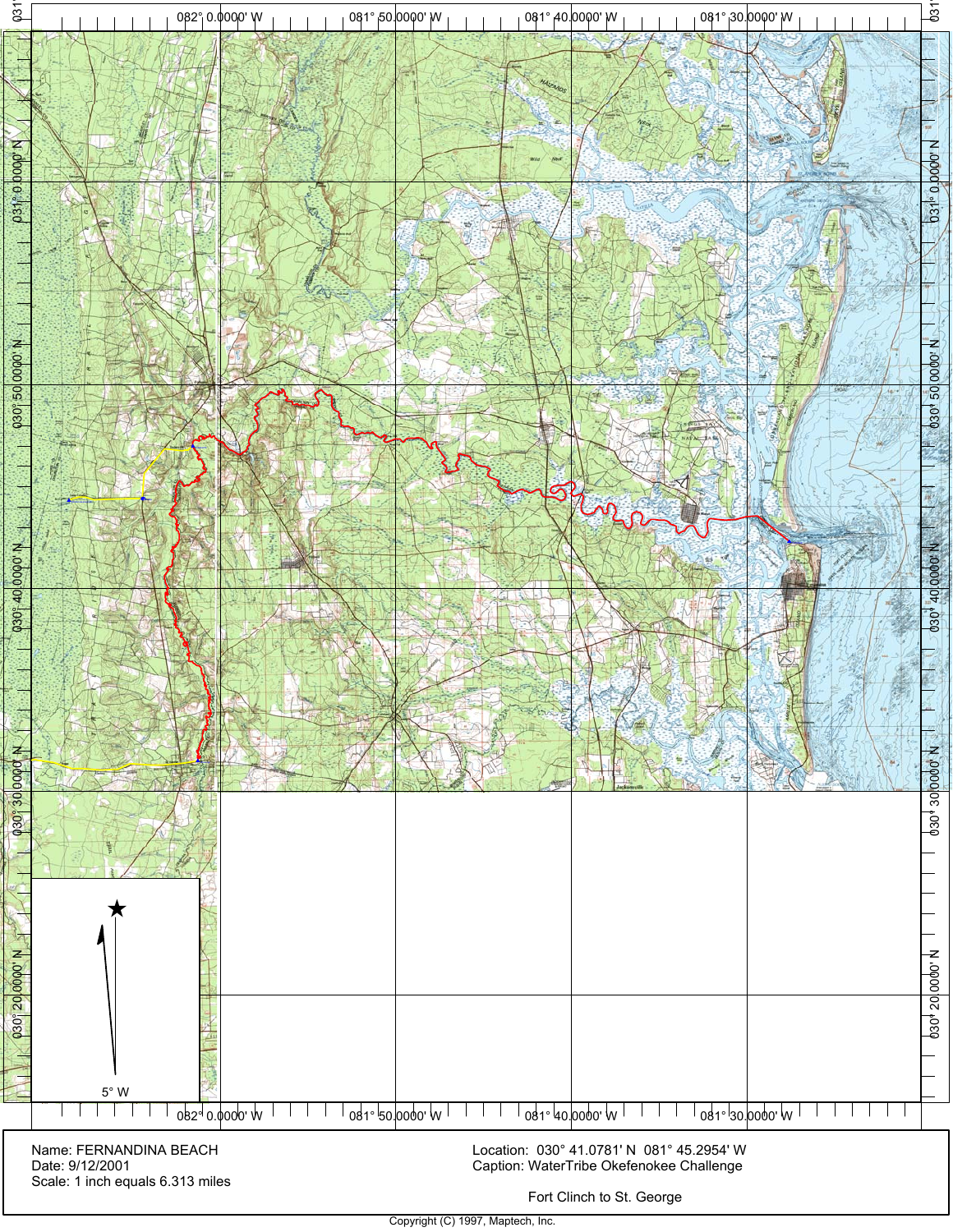Name: FERNANDINA BEACH
Date: 9/12/2001
Scale: 1 inch equals 6.313 miles

Location: 030° 41.0781' N 081° 45.2954' W
Caption: WaterTribe Okefenokee Challenge

Fort Clinch to St. George

Copyright (C) 1997, Maptech, Inc.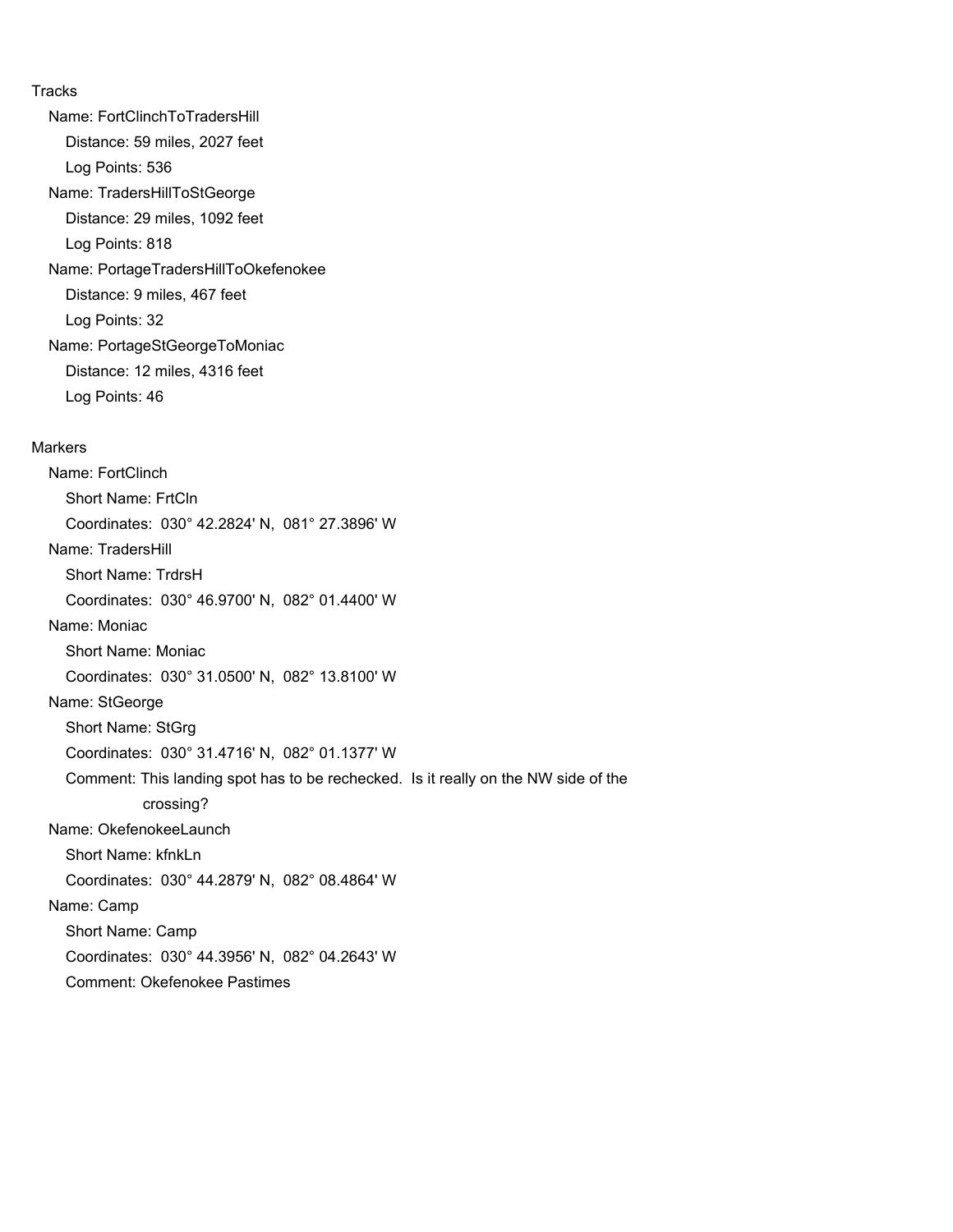Tracks

- Name: FortClinchToTradersHill
  - Distance: 59 miles, 2027 feet
  - Log Points: 536
- Name: TradersHillToStGeorge
  - Distance: 29 miles, 1092 feet
  - Log Points: 818
- Name: PortageTradersHillToOkefenokee
  - Distance: 9 miles, 467 feet
  - Log Points: 32
- Name: PortageStGeorgeToMoniac
  - Distance: 12 miles, 4316 feet
  - Log Points: 46

Markers

- Name: FortClinch
  - Short Name: FrtCln
  - Coordinates: 030° 42.2824' N, 081° 27.3896' W
- Name: TradersHill
  - Short Name: TrdrsH
  - Coordinates: 030° 46.9700' N, 082° 01.4400' W
- Name: Moniac
  - Short Name: Moniac
  - Coordinates: 030° 31.0500' N, 082° 13.8100' W
- Name: StGeorge
  - Short Name: StGrg
  - Coordinates: 030° 31.4716' N, 082° 01.1377' W
  - Comment: This landing spot has to be rechecked. Is it really on the NW side of the crossing?
- Name: OkefenokeeLaunch
  - Short Name: kfnkLn
  - Coordinates: 030° 44.2879' N, 082° 08.4864' W
- Name: Camp
  - Short Name: Camp
  - Coordinates: 030° 44.3956' N, 082° 04.2643' W
  - Comment: Okefenokee Pastimes